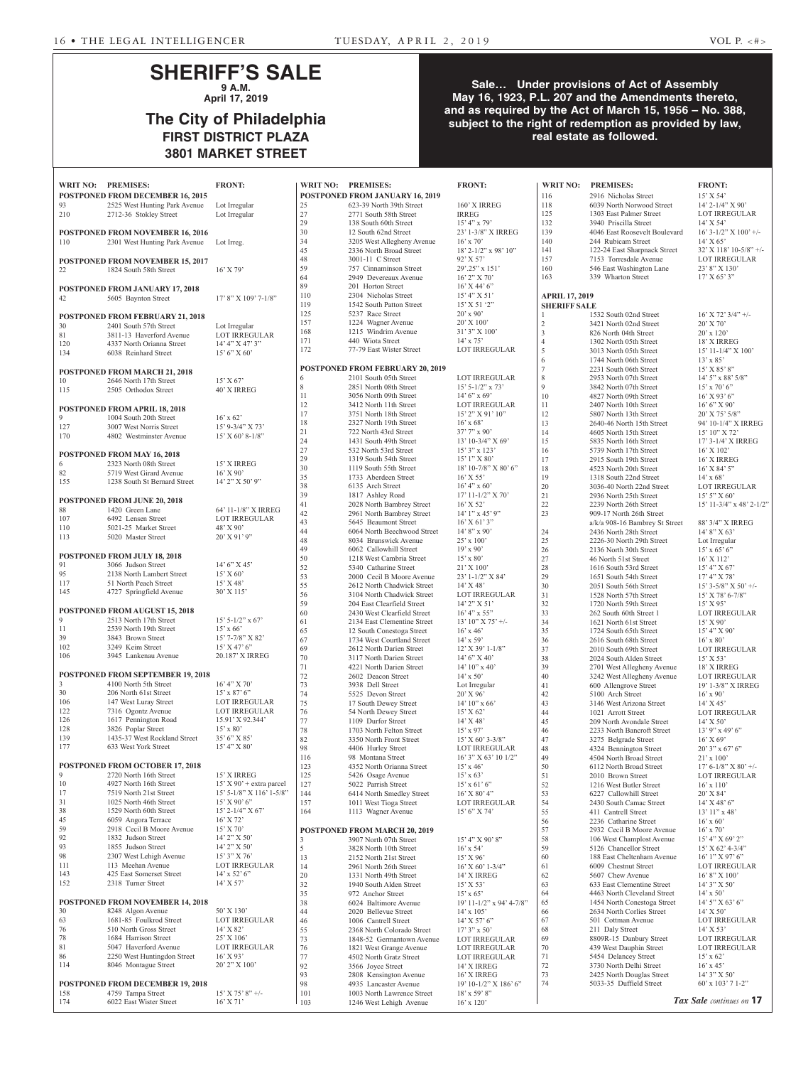# SHERIFF'S SALE

**9 A.M.**

**April 17, 2019**

## The City of Philadelphia

**FIRST DISTRICT PLAZA**

**3801 MARKET STREET**

**Sale… Under provisions of Act of Assembly May 16, 1923, P.L. 207 and the Amendments thereto, and as required by the Act of March 15, 1956 – No. 388, subject to the right of redemption as provided by law, real estate as followed.**

| WRIT NO: | PREMISES: | FRONT: |
|---|---|---|
| **POSTPONED FROM DECEMBER 16, 2015** | | |
| 93 | 2525 West Hunting Park Avenue | Lot Irregular |
| 210 | 2712-36 Stokley Street | Lot Irregular |
| **POSTPONED FROM NOVEMBER 16, 2016** | | |
| 110 | 2301 West Hunting Park Avenue | Lot Irreg. |
| **POSTPONED FROM NOVEMBER 15, 2017** | | |
| 22 | 1824 South 58th Street | 16' X 79' |
| **POSTPONED FROM JANUARY 17, 2018** | | |
| 42 | 5605 Baynton Street | 17' 8" X 109' 7-1/8" |
| **POSTPONED FROM FEBRUARY 21, 2018** | | |
| 30 | 2401 South 57th Street | Lot Irregular |
| 81 | 3811-13 Haverford Avenue | LOT IRREGULAR |
| 120 | 4337 North Orianna Street | 14' 4" X 47' 3" |
| 134 | 6038 Reinhard Street | 15' 6" X 60' |
| **POSTPONED FROM MARCH 21, 2018** | | |
| 10 | 2646 North 17th Street | 15' X 67' |
| 115 | 2505 Orthodox Street | 40' X IRREG |
| **POSTPONED FROM APRIL 18, 2018** | | |
| 9 | 1004 South 20th Street | 16' x 62' |
| 127 | 3007 West Norris Street | 15' 9-3/4" X 73' |
| 170 | 4802 Westminster Avenue | 15' X 60' 8-1/8" |
| **POSTPONED FROM MAY 16, 2018** | | |
| 6 | 2323 North 08th Street | 15' X IRREG |
| 82 | 5719 West Girard Avenue | 16' X 90' |
| 155 | 1238 South St Bernard Street | 14' 2" X 50' 9" |
| **POSTPONED FROM JUNE 20, 2018** | | |
| 88 | 1420 Green Lane | 64' 11-1/8" X IRREG |
| 107 | 6492 Lensen Street | LOT IRREGULAR |
| 110 | 5021-25 Market Street | 48' X 90' |
| 113 | 5020 Master Street | 20' X 91' 9" |
| **POSTPONED FROM JULY 18, 2018** | | |
| 91 | 3066 Judson Street | 14' 6" X 45' |
| 95 | 2138 North Lambert Street | 15' X 60' |
| 117 | 51 North Peach Street | 15' X 48' |
| 145 | 4727 Springfield Avenue | 30' X 115' |
| **POSTPONED FROM AUGUST 15, 2018** | | |
| 9 | 2513 North 17th Street | 15' 5-1/2" x 67' |
| 11 | 2539 North 19th Street | 15' x 66' |
| 39 | 3843 Brown Street | 15' 7-7/8" X 82' |
| 102 | 3249 Keim Street | 15' X 47' 6" |
| 106 | 3945 Lankenau Avenue | 20.187' X IRREG |
| **POSTPONED FROM SEPTEMBER 19, 2018** | | |
| 3 | 4100 North 5th Street | 16' 4" X 70' |
| 30 | 206 North 61st Street | 15' x 87' 6" |
| 106 | 147 West Luray Street | LOT IRREGULAR |
| 122 | 7316 Ogontz Avenue | LOT IRREGULAR |
| 126 | 1617 Pennington Road | 15.91' X 92.344' |
| 128 | 3826 Poplar Street | 15' x 80' |
| 139 | 1435-37 West Rockland Street | 35' 6" X 85' |
| 177 | 633 West York Street | 15' 4" X 80' |
| **POSTPONED FROM OCTOBER 17, 2018** | | |
| 9 | 2720 North 16th Street | 15' X IRREG |
| 10 | 4927 North 16th Street | 15' X 90' + extra parcel |
| 17 | 7519 North 21st Street | 15' 5-1/8" X 116' 1-5/8" |
| 31 | 1025 North 46th Street | 15' X 90' 6" |
| 38 | 1529 North 60th Street | 15' 2-1/4" X 67' |
| 45 | 6059 Angora Terrace | 16' X 72' |
| 59 | 2918 Cecil B Moore Avenue | 15' X 70' |
| 92 | 1832 Judson Street | 14' 2" X 50' |
| 93 | 1855 Judson Street | 14' 2" X 50' |
| 98 | 2307 West Lehigh Avenue | 15' 3" X 76' |
| 111 | 113 Meehan Avenue | LOT IRREGULAR |
| 143 | 425 East Somerset Street | 14' x 52' 6" |
| 152 | 2318 Turner Street | 14' X 57' |
| **POSTPONED FROM NOVEMBER 14, 2018** | | |
| 30 | 8248 Algon Avenue | 50' X 130' |
| 63 | 1681-85 Foulkrod Street | LOT IRREGULAR |
| 76 | 510 North Gross Street | 14' X 82' |
| 78 | 1684 Harrison Street | 25' X 106' |
| 81 | 5047 Haverford Avenue | LOT IRREGULAR |
| 86 | 2250 West Huntingdon Street | 16' X 93' |
| 114 | 8046 Montague Street | 20' 2" X 100' |
| **POSTPONED FROM DECEMBER 19, 2018** | | |
| 158 | 4759 Tampa Street | 15' X 75' 8" +/- |
| 174 | 6022 East Wister Street | 16' X 71' |
| **POSTPONED FROM JANUARY 16, 2019** | | |
| 25 | 623-39 North 39th Street | 160' X IRREG |
| 27 | 2771 South 58th Street | IRREG |
| 29 | 138 South 60th Street | 15' 4" x 79' |
| 30 | 12 South 62nd Street | 23' 1-3/8" X IRREG |
| 34 | 3205 West Allegheny Avenue | 16' x 70' |
| 45 | 2336 North Broad Street | 18' 2-1/2" x 98' 10" |
| 48 | 3001-11 C Street | 92' X 57' |
| 59 | 757 Cinnaminson Street | 29'.25" x 151' |
| 64 | 2949 Devereaux Avenue | 16' 2" X 70' |
| 89 | 201 Horton Street | 16' X 44' 6" |
| 110 | 2304 Nicholas Street | 15' 4" X 51' |
| 119 | 1542 South Patton Street | 15' X 51 '2" |
| 125 | 5237 Race Street | 20' x 90' |
| 157 | 1224 Wagner Avenue | 20' X 100' |
| 168 | 1215 Windrim Avenue | 31' 3" X 100' |
| 171 | 440 Wiota Street | 14' x 75' |
| 172 | 77-79 East Wister Street | LOT IRREGULAR |
| **POSTPONED FROM FEBRUARY 20, 2019** | | |
| 6 | 2101 South 05th Street | LOT IRREGULAR |
| 8 | 2851 North 08th Street | 15' 5-1/2" x 73' |
| 11 | 3056 North 09th Street | 14' 6" x 69' |
| 12 | 3412 North 11th Street | LOT IRREGULAR |
| 17 | 3751 North 18th Street | 15' 2" X 91' 10" |
| 18 | 2327 North 19th Street | 16' x 68' |
| 21 | 722 North 43rd Street | 37' 7" x 90' |
| 24 | 1431 South 49th Street | 13' 10-3/4" X 69' |
| 27 | 532 North 53rd Street | 15' 3" x 123' |
| 29 | 1319 South 54th Street | 15' 1" X 80' |
| 30 | 1119 South 55th Street | 18' 10-7/8" X 80' 6" |
| 35 | 1733 Aberdeen Street | 16' X 55' |
| 38 | 6135 Arch Street | 16' 4" x 60' |
| 39 | 1817 Ashley Road | 17' 11-1/2" X 70' |
| 41 | 2028 North Bambrey Street | 16' X 52' |
| 42 | 2961 North Bambrey Street | 14' 1" x 45' 9" |
| 43 | 5645 Beaumont Street | 16' X 61' 3" |
| 44 | 6064 North Beechwood Street | 14' 8" x 90' |
| 48 | 8034 Brunswick Avenue | 25' x 100' |
| 49 | 6062 Callowhill Street | 19' x 90' |
| 50 | 1218 West Cambria Street | 15' x 80' |
| 52 | 5340 Catharine Street | 21' X 100' |
| 53 | 2000 Cecil B Moore Avenue | 23' 1-1/2" X 84' |
| 55 | 2612 North Chadwick Street | 14' X 48' |
| 56 | 3104 North Chadwick Street | LOT IRREGULAR |
| 59 | 204 East Clearfield Street | 14' 2" X 51' |
| 60 | 2430 West Clearfield Street | 16' 4" x 55" |
| 61 | 2134 East Clementine Street | 13' 10" X 75' +/- |
| 65 | 12 South Conestoga Street | 16' x 46' |
| 67 | 1734 West Courtland Street | 14' x 59' |
| 69 | 2612 North Darien Street | 12' X 39' 1-1/8" |
| 70 | 3117 North Darien Street | 14' 6" X 40' |
| 71 | 4221 North Darien Street | 14' 10" x 40' |
| 72 | 2602 Deacon Street | 14' x 50' |
| 73 | 3938 Dell Street | Lot Irregular |
| 74 | 5525 Devon Street | 20' X 96' |
| 75 | 17 South Dewey Street | 14' 10" x 66' |
| 76 | 54 North Dewey Street | 15' X 62' |
| 77 | 1109 Durfor Street | 14' X 48' |
| 78 | 1703 North Felton Street | 15' x 97' |
| 82 | 3350 North Front Street | 15' X 60' 3-3/8" |
| 98 | 4406 Hurley Street | LOT IRREGULAR |
| 116 | 98 Montana Street | 16' 3" X 63' 10 1/2" |
| 123 | 4352 North Orianna Street | 15' x 46' |
| 125 | 5426 Osage Avenue | 15' x 63' |
| 127 | 5022 Parrish Street | 15' x 61' 6" |
| 144 | 6414 North Smedley Street | 16' X 80' 4" |
| 157 | 1011 West Tioga Street | LOT IRREGULAR |
| 164 | 1113 Wagner Avenue | 15' 6" X 74' |
| **POSTPONED FROM MARCH 20, 2019** | | |
| 3 | 3907 North 07th Street | 15' 4" X 90' 8" |
| 5 | 3828 North 10th Street | 16' x 54' |
| 13 | 2152 North 21st Street | 15' X 96' |
| 14 | 2961 North 26th Street | 16' X 60' 1-3/4" |
| 20 | 1331 North 49th Street | 14' X IRREG |
| 32 | 1940 South Alden Street | 15' X 53' |
| 35 | 972 Anchor Street | 15' x 65' |
| 38 | 6024 Baltimore Avenue | 19' 11-1/2" x 94' 4-7/8" |
| 44 | 2020 Bellevue Street | 14' x 105' |
| 46 | 1006 Cantrell Street | 14' X 57' 6" |
| 55 | 2368 North Colorado Street | 17' 3" x 50' |
| 73 | 1848-52 Germantown Avenue | LOT IRREGULAR |
| 76 | 1821 West Grange Avenue | LOT IRREGULAR |
| 77 | 4502 North Gratz Street | LOT IRREGULAR |
| 92 | 3566 Joyce Street | 14' X IRREG |
| 93 | 2808 Kensington Avenue | 16' X IRREG |
| 98 | 4935 Lancaster Avenue | 19' 10-1/2" X 186' 6" |
| 101 | 1003 North Lawrence Street | 18' x 59' 8" |
| 103 | 1246 West Lehigh Avenue | 16' x 120' |
| 116 | 2916 Nicholas Street | 15' X 54' |
| 118 | 6039 North Norwood Street | 14' 2-1/4" X 90' |
| 125 | 1303 East Palmer Street | LOT IRREGULAR |
| 132 | 3940 Priscilla Street | 14' X 54' |
| 139 | 4046 East Roosevelt Boulevard | 16' 3-1/2" X 100' +/- |
| 140 | 244 Rubicam Street | 14' X 65' |
| 141 | 122-24 East Sharpnack Street | 32' X 118' 10-5/8" +/- |
| 157 | 7153 Torresdale Avenue | LOT IRREGULAR |
| 160 | 546 East Washington Lane | 23' 8" X 130' |
| 163 | 339 Wharton Street | 17' X 65' 3" |
| **APRIL 17, 2019** | | |
| **SHERIFF SALE** | | |
| 1 | 1532 South 02nd Street | 16' X 72' 3/4" +/- |
| 2 | 3421 North 02nd Street | 20' X 70' |
| 3 | 826 North 04th Street | 20' x 120' |
| 4 | 1302 North 05th Street | 18' X IRREG |
| 5 | 3013 North 05th Street | 15' 11-1/4" X 100' |
| 6 | 1744 North 06th Street | 13' x 85' |
| 7 | 2231 South 06th Street | 15' X 85' 8" |
| 8 | 2953 North 07th Street | 14' 5" x 88' 5/8" |
| 9 | 3842 North 07th Street | 15' x 70' 6" |
| 10 | 4827 North 09th Street | 16' X 93' 6" |
| 11 | 2407 North 10th Street | 16' 6" X 90' |
| 12 | 5807 North 13th Street | 20' X 75' 5/8" |
| 13 | 2640-46 North 15th Street | 94' 10-1/4" X IRREG |
| 14 | 4605 North 15th Street | 15' 10" X 72' |
| 15 | 5835 North 16th Street | 17' 3-1/4' X IRREG |
| 16 | 5739 North 17th Street | 16' X 102' |
| 17 | 2915 South 19th Street | 16' X IRREG |
| 18 | 4523 North 20th Street | 16' X 84' 5" |
| 19 | 1318 South 22nd Street | 14' x 68' |
| 20 | 3036-40 North 22nd Street | LOT IRREGULAR |
| 21 | 2936 North 25th Street | 15' 5" X 60' |
| 22 | 2239 North 26th Street | 15' 11-3/4" x 48' 2-1/2" |
| 23 | 909-17 North 26th Street a/k/a 908-16 Bambrey St Street | 88' 3/4" X IRREG |
| 24 | 2436 North 28th Street | 14' 8" X 63' |
| 25 | 2226-30 North 29th Street | Lot Irregular |
| 26 | 2136 North 30th Street | 15' x 65' 6" |
| 27 | 46 North 51st Street | 16' X 112' |
| 28 | 1616 South 53rd Street | 15' 4" X 67' |
| 29 | 1651 South 54th Street | 17' 4" X 78' |
| 30 | 2051 South 56th Street | 15' 3-5/8" X 50' +/- |
| 31 | 1528 North 57th Street | 15' X 78' 6-7/8" |
| 32 | 1720 North 59th Street | 15' X 95' |
| 33 | 262 South 60th Street 1 | LOT IRREGULAR |
| 34 | 1621 North 61st Street | 15' X 90' |
| 35 | 1724 South 65th Street | 15' 4" X 90' |
| 36 | 2616 South 68th Street | 16' x 80' |
| 37 | 2010 South 69th Street | LOT IRREGULAR |
| 38 | 2024 South Alden Street | 15' X 53' |
| 39 | 2701 West Allegheny Avenue | 18' X IRREG |
| 40 | 3242 West Allegheny Avenue | LOT IRREGULAR |
| 41 | 600 Allengrove Street | 19' 1-3/8" X IRREG |
| 42 | 5100 Arch Street | 16' x 90' |
| 43 | 3146 West Arizona Street | 14' X 45' |
| 44 | 1021 Arrott Street | LOT IRREGULAR |
| 45 | 209 North Avondale Street | 14' X 50' |
| 46 | 2233 North Bancroft Street | 13' 9" x 49' 6" |
| 47 | 3275 Belgrade Street | 16' X 69' |
| 48 | 4324 Bennington Street | 20' 3" x 67' 6" |
| 49 | 4504 North Broad Street | 21' x 100' |
| 50 | 6112 North Broad Street | 17' 6-1/8" X 80' +/- |
| 51 | 2010 Brown Street | LOT IRREGULAR |
| 52 | 1216 West Butler Street | 16' x 110' |
| 53 | 6227 Callowhill Street | 20' X 84' |
| 54 | 2430 South Camac Street | 14' X 48' 6" |
| 55 | 411 Cantrell Street | 13' 11" x 48' |
| 56 | 2236 Catharine Street | 16' x 60' |
| 57 | 2932 Cecil B Moore Avenue | 16' x 70' |
| 58 | 106 West Champlost Avenue | 15' 4" X 69' 2" |
| 59 | 5126 Chancellor Street | 15' X 62' 4-3/4" |
| 60 | 188 East Cheltenham Avenue | 16' 1" X 97' 6" |
| 61 | 6009 Chestnut Street | LOT IRREGULAR |
| 62 | 5607 Chew Avenue | 16' 8" X 100' |
| 63 | 633 East Clementine Street | 14' 3" X 50' |
| 64 | 4463 North Cleveland Street | 14' x 50' |
| 65 | 1454 North Conestoga Street | 14' 5" X 63' 6" |
| 66 | 2634 North Corlies Street | 14' X 50' |
| 67 | 501 Cottman Avenue | LOT IRREGULAR |
| 68 | 211 Daly Street | 14' X 53' |
| 69 | 8809R-15 Danbury Street | LOT IRREGULAR |
| 70 | 439 West Dauphin Street | LOT IRREGULAR |
| 71 | 5454 Delancey Street | 15' x 62' |
| 72 | 3730 North Delhi Street | 16' x 45' |
| 73 | 2425 North Douglas Street | 14' 3" X 50' |
| 74 | 5033-35 Duffield Street | 60' x 103' 7 1-2" |

*Tax Sale continues on* **17**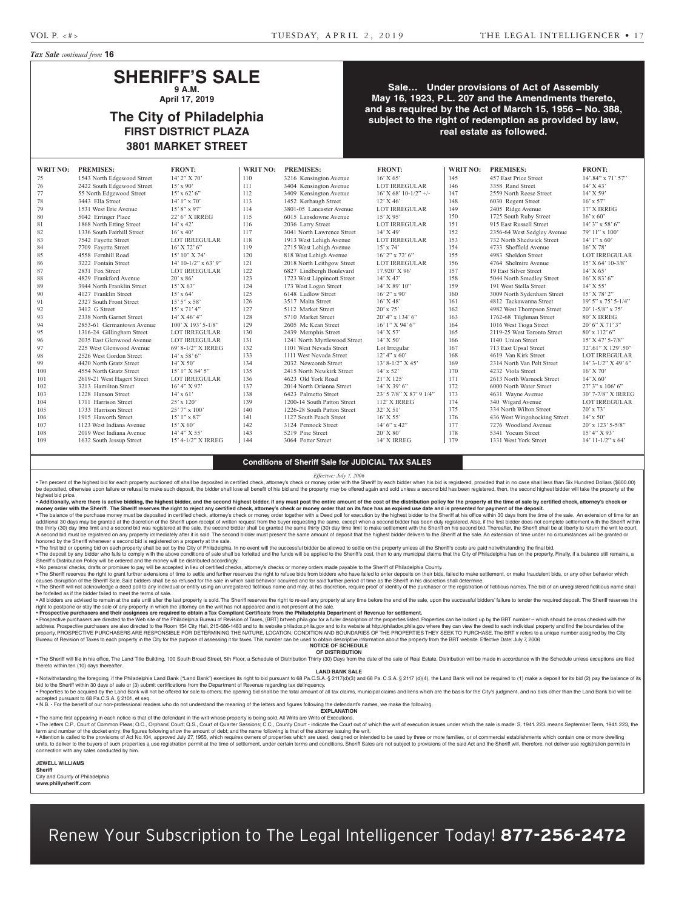*Tax Sale continued from* **16**

# SHERIFF'S SALE

**9 A.M.**

**April 17, 2019**

## The City of Philadelphia

**FIRST DISTRICT PLAZA**

**3801 MARKET STREET**

**Sale… Under provisions of Act of Assembly May 16, 1923, P.L. 207 and the Amendments thereto, and as required by the Act of March 15, 1956 – No. 388, subject to the right of redemption as provided by law, real estate as followed.**

| WRIT NO: | PREMISES: | FRONT: |
|---|---|---|
| 75 | 1543 North Edgewood Street | 14' 2" X 70' |
| 76 | 2422 South Edgewood Street | 15' x 90' |
| 77 | 55 North Edgewood Street | 15' x 62' 6" |
| 78 | 3443 Ella Street | 14' 1" x 70' |
| 79 | 1531 West Erie Avenue | 15' 8" x 97' |
| 80 | 5042 Erringer Place | 22' 6" X IRREG |
| 81 | 1868 North Etting Street | 14' x 42' |
| 82 | 1336 South Fairhill Street | 16' x 40' |
| 83 | 7542 Fayette Street | LOT IRREGULAR |
| 84 | 7709 Fayette Street | 16' X 72' 6" |
| 85 | 4558 Fernhill Road | 15' 10" X 74' |
| 86 | 3222 Fontain Street | 14' 10-1/2" x 63' 9" |
| 87 | 2831 Fox Street | LOT IRREGULAR |
| 88 | 4829 Frankford Avenue | 20' x 86' |
| 89 | 3944 North Franklin Street | 15' X 63' |
| 90 | 4127 Franklin Street | 15' x 64' |
| 91 | 2327 South Front Street | 15' 5" x 58' |
| 92 | 3412 G Street | 15' x 71' 4" |
| 93 | 2338 North Garnet Street | 14' X 46' 4" |
| 94 | 2853-61 Germantown Avenue | 100' X 193' 5-1/8" |
| 95 | 1316-24 Gillingham Street | LOT IRREGULAR |
| 96 | 2035 East Glenwood Avenue | LOT IRREGULAR |
| 97 | 225 West Glenwood Avenue | 69' 8-1/2" X IRREG |
| 98 | 2526 West Gordon Street | 14' x 58' 6" |
| 99 | 4420 North Gratz Street | 14' X 50' |
| 100 | 4554 North Gratz Street | 15' 1" X 84' 5" |
| 101 | 2619-21 West Hagert Street | LOT IRREGULAR |
| 102 | 3213 Hamilton Street | 16' 4" X 97' |
| 103 | 1228 Hanson Street | 14' x 61' |
| 104 | 1711 Harrison Street | 25' x 120' |
| 105 | 1733 Harrison Street | 25' 7" x 100' |
| 106 | 1915 Haworth Street | 15' 1" x 87' |
| 107 | 1123 West Indiana Avenue | 15' X 60' |
| 108 | 2019 West Indiana Avenue | 14' 4" X 55' |
| 109 | 1632 South Jessup Street | 15' 4-1/2" X IRREG |
| 110 | 3216 Kensington Avenue | 16' X 65' |
| 111 | 3404 Kensington Avenue | LOT IRREGULAR |
| 112 | 3409 Kensington Avenue | 16' X 68' 10-1/2" +/- |
| 113 | 1452 Kerbaugh Street | 12' X 46' |
| 114 | 3801-05 Lancaster Avenue | LOT IRREGULAR |
| 115 | 6015 Lansdowne Avenue | 15' X 95' |
| 116 | 2036 Larry Street | LOT IRREGULAR |
| 117 | 3041 North Lawrence Street | 14' X 49' |
| 118 | 1913 West Lehigh Avenue | LOT IRREGULAR |
| 119 | 2715 West Lehigh Avenue | 15' x 74' |
| 120 | 818 West Lehigh Avenue | 16' 2" x 72' 6" |
| 121 | 2018 North Leithgow Street | LOT IRREGULAR |
| 122 | 6827 Lindbergh Boulevard | 17.920' X 96' |
| 123 | 1723 West Lippincott Street | 14' X 47' |
| 124 | 173 West Logan Street | 14' X 89' 10" |
| 125 | 6148 Ludlow Street | 16' 2" x 90' |
| 126 | 3517 Malta Street | 16' X 48' |
| 127 | 5112 Market Street | 20' x 75' |
| 128 | 5710 Market Street | 20' 4" x 134' 6" |
| 129 | 2605 Mc Kean Street | 16' 1" X 94' 6" |
| 130 | 2439 Memphis Street | 14' X 57' |
| 131 | 1241 North Myrtlewood Street | 14' X 50' |
| 132 | 1101 West Nevada Street | Lot Irregular |
| 133 | 1111 West Nevada Street | 12' 4" x 60' |
| 134 | 2032 Newcomb Street | 13' 8-1/2" X 45' |
| 135 | 2415 North Newkirk Street | 14' x 52' |
| 136 | 4623 Old York Road | 21' X 125' |
| 137 | 2014 North Orianna Street | 14' X 39' 6" |
| 138 | 6423 Palmetto Street | 23' 5 7/8" X 87' 9 1/4" |
| 139 | 1200-14 South Patton Street | 112' X IRREG |
| 140 | 1226-28 South Patton Street | 32' X 51' |
| 141 | 1127 South Peach Street | 16' X 55' |
| 142 | 3124 Pennock Street | 14' 6" x 42" |
| 143 | 5219 Pine Street | 20' X 80' |
| 144 | 3064 Potter Street | 14' X IRREG |
| 145 | 457 East Price Street | 14'.84" x 71'.57" |
| 146 | 3358 Rand Street | 14' X 43' |
| 147 | 2559 North Reese Street | 14' X 59' |
| 148 | 6030 Regent Street | 16' x 57' |
| 149 | 2405 Ridge Avenue | 17' X IRREG |
| 150 | 1725 South Ruby Street | 16' x 60' |
| 151 | 915 East Russell Street | 14' 3" x 58' 6" |
| 152 | 2356-64 West Sedgley Avenue | 79' 11" x 100' |
| 153 | 732 North Shedwick Street | 14' 1" x 60' |
| 154 | 4733 Sheffield Avenue | 16' X 78' |
| 155 | 4983 Sheldon Street | LOT IRREGULAR |
| 156 | 4764 Shelmire Avenue | 15' X 64' 10-3/8" |
| 157 | 19 East Silver Street | 14' X 65' |
| 158 | 5044 North Smedley Street | 16' X 83' 6" |
| 159 | 191 West Stella Street | 14' X 55' |
| 160 | 3009 North Sydenham Street | 15' X 78' 2" |
| 161 | 4812 Tackawanna Street | 19' 5" x 75' 5-1/4" |
| 162 | 4982 West Thompson Street | 20' 1-5/8" x 75' |
| 163 | 1762-68 Tilghman Street | 80' X IRREG |
| 164 | 1016 West Tioga Street | 20' 6" X 71' 3" |
| 165 | 2119-25 West Toronto Street | 80' x 112' 6" |
| 166 | 1140 Union Street | 15' X 47' 5-7/8" |
| 167 | 713 East Upsal Street | 32'.61" X 129'.50" |
| 168 | 4619 Van Kirk Street | LOT IRREGULAR |
| 169 | 2314 North Van Pelt Street | 14' 3-1/2" X 49' 6" |
| 170 | 4232 Viola Street | 16' X 70' |
| 171 | 2613 North Warnock Street | 14' X 60' |
| 172 | 6000 North Water Street | 27' 3" x 106' 6" |
| 173 | 4631 Wayne Avenue | 30' 7-7/8" X IRREG |
| 174 | 340 Wigard Avenue | LOT IRREGULAR |
| 175 | 334 North Wilton Street | 20' x 73' |
| 176 | 436 West Wingohocking Street | 14' x 50' |
| 177 | 7276 Woodland Avenue | 20' x 123' 5-5/8" |
| 178 | 5341 Yocum Street | 15' 4" X 93' |
| 179 | 1331 West York Street | 14' 11-1/2" x 64' |

### Conditions of Sheriff Sale for JUDICIAL TAX SALES

*Effective: July 7, 2006*

• Ten percent of the highest bid for each property auctioned off shall be deposited in certified check, attorney's check or money order with the Sheriff by each bidder when his bid is registered, provided that in no case shall less than Six Hundred Dollars ($600.00) be deposited, otherwise upon failure or refusal to make such deposit, the bidder shall lose all benefit of his bid and the property may be offered again and sold unless a second bid has been registered, then, the second highest bidder will take the property at the highest bid price.

• **Additionally, where there is active bidding, the highest bidder, and the second highest bidder, if any must post the entire amount of the cost of the distribution policy for the property at the time of sale by certified check, attorney's check or money order with the Sheriff. The Sheriff reserves the right to reject any certified check, attorney's check or money order that on its face has an expired use date and is presented for payment of the deposit.**

• The balance of the purchase money must be deposited in certified check, attorney's check or money order together with a Deed poll for execution by the highest bidder to the Sheriff at his office within 30 days from the time of the sale. An extension of time for an additional 30 days may be granted at the discretion of the Sheriff upon receipt of written request from the buyer requesting the same, except when a second bidder has been duly registered. Also, if the first bidder does not complete settlement with the Sheriff within the thirty (30) day time limit and a second bid was registered at the sale, the second bidder shall be granted the same thirty (30) day time limit to make settlement with the Sheriff on his second bid. Thereafter, the Sheriff shall be at liberty to return the writ to court. A second bid must be registered on any property immediately after it is sold. The second bidder must present the same amount of deposit that the highest bidder delivers to the Sheriff at the sale. An extension of time under no circumstances will be granted or honored by the Sheriff whenever a second bid is registered on a property at the sale.

• The first bid or opening bid on each property shall be set by the City of Philadelphia. In no event will the successful bidder be allowed to settle on the property unless all the Sheriff's costs are paid notwithstanding the final bid.

• The deposit by any bidder who fails to comply with the above conditions of sale shall be forfeited and the funds will be applied to the Sheriff's cost, then to any municipal claims that the City of Philadelphia has on the property. Finally, if a balance still remains, a Sheriff's Distribution Policy will be ordered and the money will be distributed accordingly.

• No personal checks, drafts or promises to pay will be accepted in lieu of certified checks, attorney's checks or money orders made payable to the Sheriff of Philadelphia County.

• The Sheriff reserves the right to grant further extensions of time to settle and further reserves the right to refuse bids from bidders who have failed to enter deposits on their bids, failed to make settlement, or make fraudulent bids, or any other behavior which causes disruption of the Sheriff Sale. Said bidders shall be so refused for the sale in which said behavior occurred and for said further period of time as the Sheriff in his discretion shall determine.

• The Sheriff will not acknowledge a deed poll to any individual or entity using an unregistered fictitious name and may, at his discretion, require proof of identity of the purchaser or the registration of fictitious names. The bid of an unregistered fictitious name shall be forfeited as if the bidder failed to meet the terms of sale.

• All bidders are advised to remain at the sale until after the last property is sold. The Sheriff reserves the right to re-sell any property at any time before the end of the sale, upon the successful bidders' failure to tender the required deposit. The Sheriff reserves the right to postpone or stay the sale of any property in which the attorney on the writ has not appeared and is not present at the sale.

• **Prospective purchasers and their assignees are required to obtain a Tax Compliant Certificate from the Philadelphia Department of Revenue for settlement.**

• Prospective purchasers are directed to the Web site of the Philadelphia Bureau of Revision of Taxes, (BRT) brtweb.phila.gov for a fuller description of the properties listed. Properties can be looked up by the BRT number – which should be cross checked with the address. Prospective purchasers are also directed to the Room 154 City Hall, 215-686-1483 and to its website philadox.phila.gov and to its website at http://philadox.phila.gov where they can view the deed to each individual property and find the boundaries of the property. PROSPECTIVE PURCHASERS ARE RESPONSIBLE FOR DETERMINING THE NATURE, LOCATION, CONDITION AND BOUNDARIES OF THE PROPERTIES THEY SEEK TO PURCHASE. The BRT # refers to a unique number assigned by the City Bureau of Revision of Taxes to each property in the City for the purpose of assessing it for taxes. This number can be used to obtain descriptive information about the property from the BRT website. Effective Date: July 7, 2006

**NOTICE OF SCHEDULE OF DISTRIBUTION**

• The Sheriff will file in his office, The Land Title Building, 100 South Broad Street, 5th Floor, a Schedule of Distribution Thirty (30) Days from the date of the sale of Real Estate. Distribution will be made in accordance with the Schedule unless exceptions are filed thereto within ten (10) days thereafter.

**LAND BANK SALE**

• Notwithstanding the foregoing, if the Philadelphia Land Bank ("Land Bank") exercises its right to bid pursuant to 68 Pa.C.S.A. § 2117(d)(3) and 68 Pa. C.S.A. § 2117 (d)(4), the Land Bank will not be required to (1) make a deposit for its bid (2) pay the balance of its bid to the Sheriff within 30 days of sale or (3) submit certifications from the Department of Revenue regarding tax delinquency.

• Properties to be acquired by the Land Bank will not be offered for sale to others; the opening bid shall be the total amount of all tax claims, municipal claims and liens which are the basis for the City's judgment, and no bids other than the Land Bank bid will be accepted pursuant to 68 Pa.C.S.A. § 2101, et seq.

• N.B. - For the benefit of our non-professional readers who do not understand the meaning of the letters and figures following the defendant's names, we make the following.

**EXPLANATION**

• The name first appearing in each notice is that of the defendant in the writ whose property is being sold. All Writs are Writs of Executions.

• The letters C.P., Court of Common Pleas; O.C., Orphans' Court; Q.S., Court of Quarter Sessions; C.C., County Court - indicate the Court out of which the writ of execution issues under which the sale is made: S. 1941. 223. means September Term, 1941. 223, the term and number of the docket entry; the figures following show the amount of debt; and the name following is that of the attorney issuing the writ.

• Attention is called to the provisions of Act No.104, approved July 27, 1955, which requires owners of properties which are used, designed or intended to be used by three or more families, or of commercial establishments which contain one or more dwelling units, to deliver to the buyers of such properties a use registration permit at the time of settlement, under certain terms and conditions. Sheriff Sales are not subject to provisions of the said Act and the Sheriff will, therefore, not deliver use registration permits in connection with any sales conducted by him.

**JEWELL WILLIAMS**
**Sheriff**
City and County of Philadelphia
**www.phillysheriff.com**

Renew Your Subscription to The Legal Intelligencer Today! **877-256-2472**